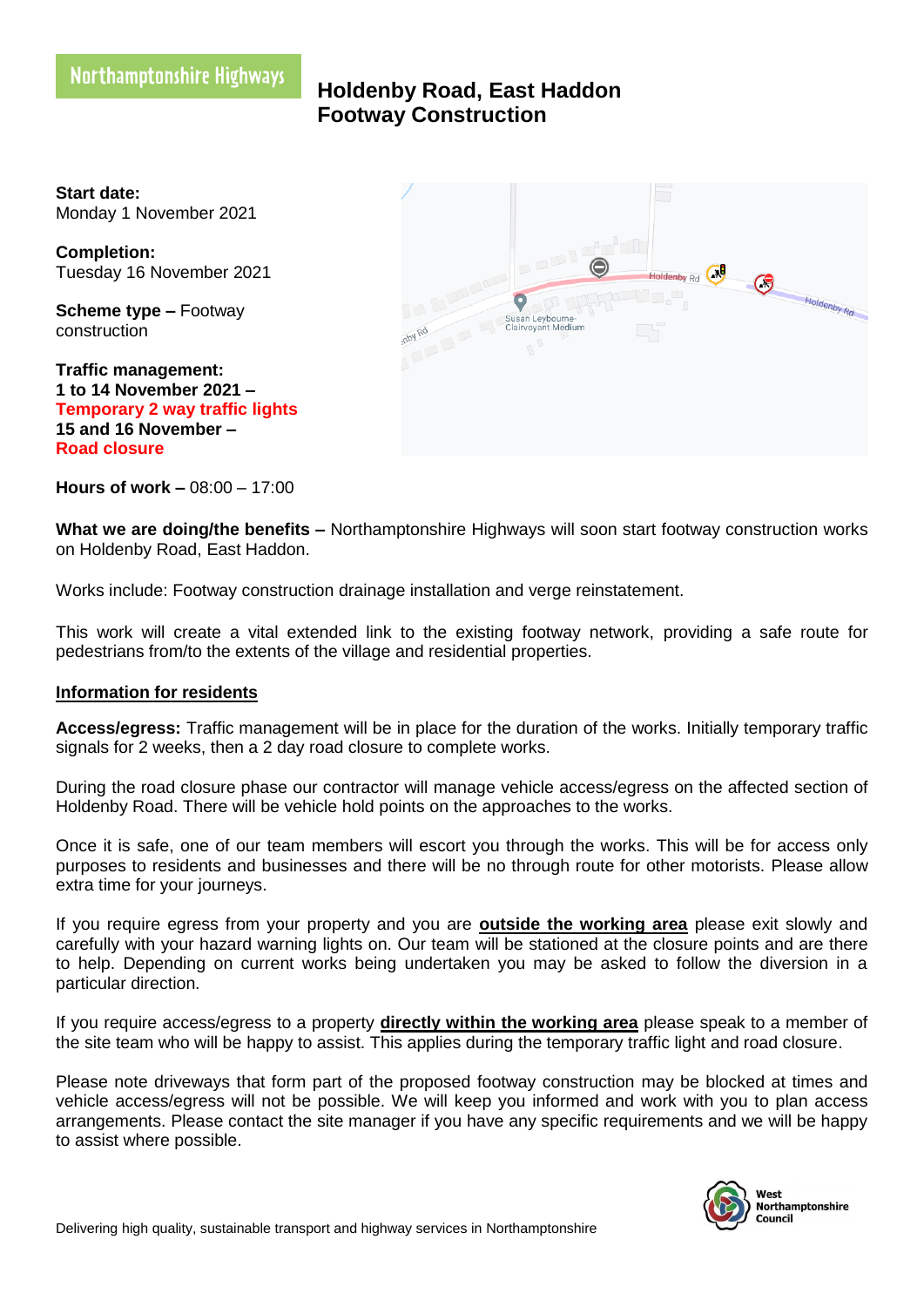Northamptonshire Highways

# Holdenby Road, East Haddon
# Footway Construction

**Start date:**
Monday 1 November 2021

**Completion:**
Tuesday 16 November 2021

**Scheme type –** Footway construction

**Traffic management:**
**1 to 14 November 2021 –**
**Temporary 2 way traffic lights**
**15 and 16 November –**
**Road closure**

**Hours of work –** 08:00 – 17:00

**What we are doing/the benefits –** Northamptonshire Highways will soon start footway construction works on Holdenby Road, East Haddon.

Works include: Footway construction drainage installation and verge reinstatement.

This work will create a vital extended link to the existing footway network, providing a safe route for pedestrians from/to the extents of the village and residential properties.

## Information for residents

**Access/egress:** Traffic management will be in place for the duration of the works. Initially temporary traffic signals for 2 weeks, then a 2 day road closure to complete works.

During the road closure phase our contractor will manage vehicle access/egress on the affected section of Holdenby Road. There will be vehicle hold points on the approaches to the works.

Once it is safe, one of our team members will escort you through the works. This will be for access only purposes to residents and businesses and there will be no through route for other motorists. Please allow extra time for your journeys.

If you require egress from your property and you are **outside the working area** please exit slowly and carefully with your hazard warning lights on. Our team will be stationed at the closure points and are there to help. Depending on current works being undertaken you may be asked to follow the diversion in a particular direction.

If you require access/egress to a property **directly within the working area** please speak to a member of the site team who will be happy to assist. This applies during the temporary traffic light and road closure.

Please note driveways that form part of the proposed footway construction may be blocked at times and vehicle access/egress will not be possible. We will keep you informed and work with you to plan access arrangements. Please contact the site manager if you have any specific requirements and we will be happy to assist where possible.

Delivering high quality, sustainable transport and highway services in Northamptonshire

West Northamptonshire Council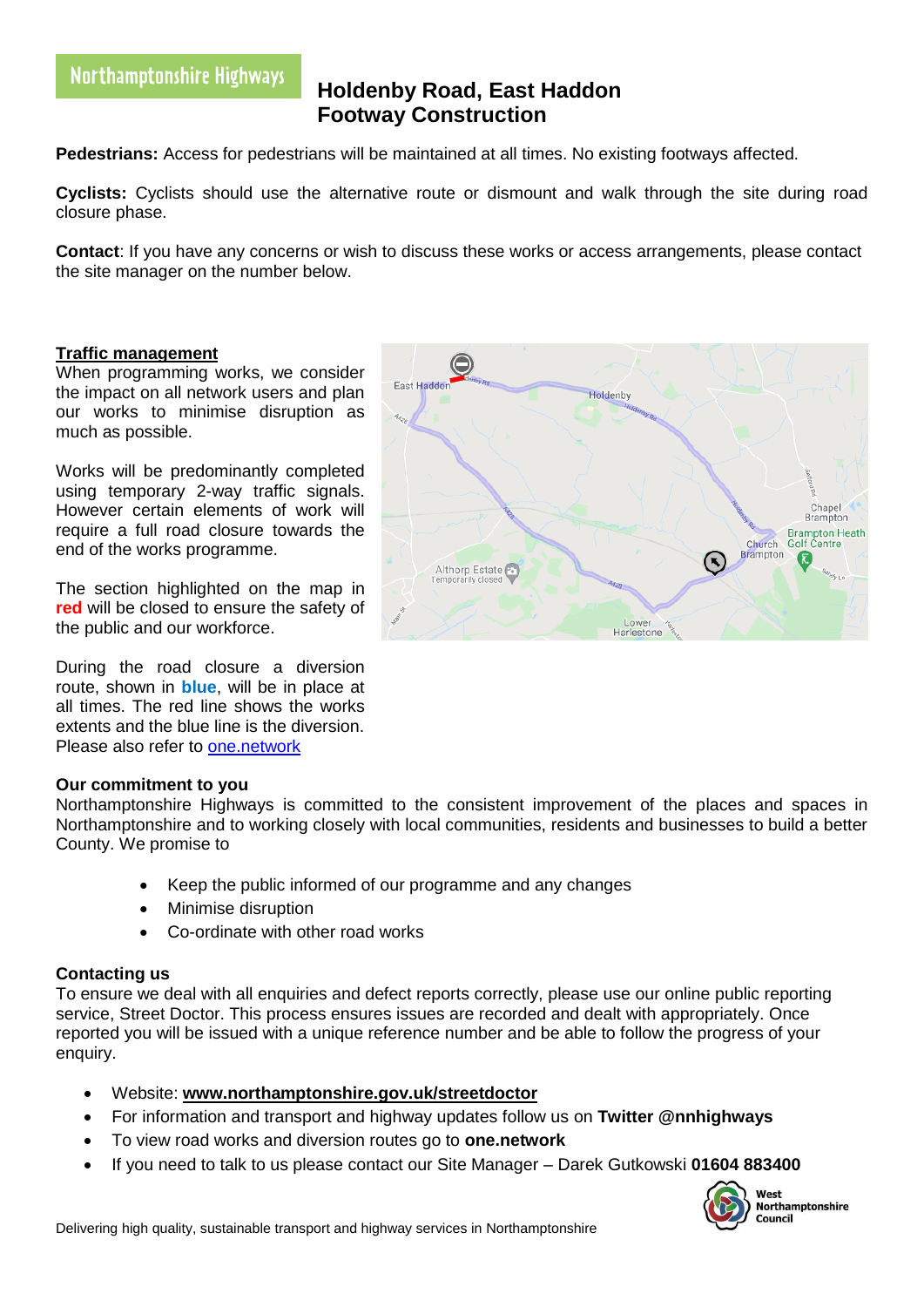Northamptonshire Highways

# Holdenby Road, East Haddon
# Footway Construction

**Pedestrians:** Access for pedestrians will be maintained at all times. No existing footways affected.

**Cyclists:** Cyclists should use the alternative route or dismount and walk through the site during road closure phase.

**Contact**: If you have any concerns or wish to discuss these works or access arrangements, please contact the site manager on the number below.

**Traffic management**

When programming works, we consider the impact on all network users and plan our works to minimise disruption as much as possible.

Works will be predominantly completed using temporary 2-way traffic signals. However certain elements of work will require a full road closure towards the end of the works programme.

The section highlighted on the map in **red** will be closed to ensure the safety of the public and our workforce.

During the road closure a diversion route, shown in **blue**, will be in place at all times. The red line shows the works extents and the blue line is the diversion. Please also refer to one.network

East Haddon
Holdenby
Chapel Brampton
Brampton Heath Golf Centre
Church Brampton
Althorp Estate
Temporarily closed
Lower Harlestone
A428

**Our commitment to you**

Northamptonshire Highways is committed to the consistent improvement of the places and spaces in Northamptonshire and to working closely with local communities, residents and businesses to build a better County. We promise to

- Keep the public informed of our programme and any changes
- Minimise disruption
- Co-ordinate with other road works

**Contacting us**

To ensure we deal with all enquiries and defect reports correctly, please use our online public reporting service, Street Doctor. This process ensures issues are recorded and dealt with appropriately. Once reported you will be issued with a unique reference number and be able to follow the progress of your enquiry.

- Website: **www.northamptonshire.gov.uk/streetdoctor**
- For information and transport and highway updates follow us on **Twitter @nnhighways**
- To view road works and diversion routes go to **one.network**
- If you need to talk to us please contact our Site Manager – Darek Gutkowski **01604 883400**

Delivering high quality, sustainable transport and highway services in Northamptonshire

West Northamptonshire Council